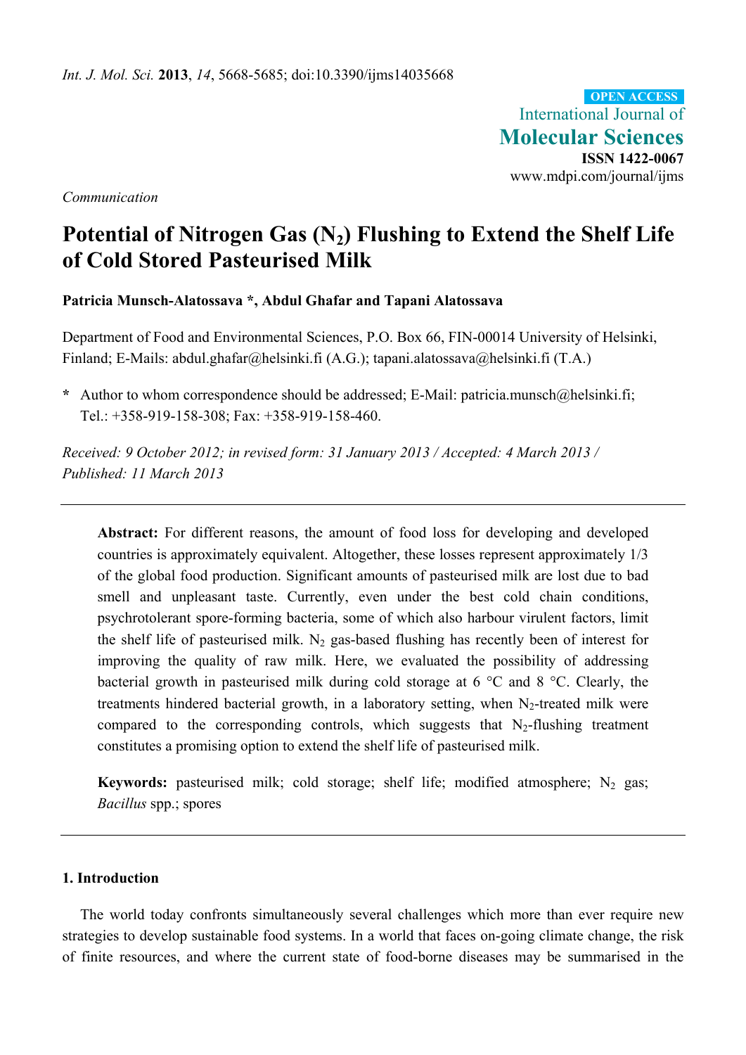*Int. J. Mol. Sci.* **2013**, *14*, 5668-5685; doi:10.3390/ijms14035668

OPEN ACCESS

International Journal of **Molecular Sciences**

**ISSN 1422-0067**

www.mdpi.com/journal/ijms

*Communication*

# Potential of Nitrogen Gas ($N_2$) Flushing to Extend the Shelf Life of Cold Stored Pasteurised Milk

**Patricia Munsch-Alatossava \*, Abdul Ghafar and Tapani Alatossava**

Department of Food and Environmental Sciences, P.O. Box 66, FIN-00014 University of Helsinki, Finland; E-Mails: abdul.ghafar@helsinki.fi (A.G.); tapani.alatossava@helsinki.fi (T.A.)

**\*** Author to whom correspondence should be addressed; E-Mail: patricia.munsch@helsinki.fi; Tel.: +358-919-158-308; Fax: +358-919-158-460.

*Received: 9 October 2012; in revised form: 31 January 2013 / Accepted: 4 March 2013 / Published: 11 March 2013*

---

**Abstract:** For different reasons, the amount of food loss for developing and developed countries is approximately equivalent. Altogether, these losses represent approximately 1/3 of the global food production. Significant amounts of pasteurised milk are lost due to bad smell and unpleasant taste. Currently, even under the best cold chain conditions, psychrotolerant spore-forming bacteria, some of which also harbour virulent factors, limit the shelf life of pasteurised milk. $N_2$ gas-based flushing has recently been of interest for improving the quality of raw milk. Here, we evaluated the possibility of addressing bacterial growth in pasteurised milk during cold storage at 6 °C and 8 °C. Clearly, the treatments hindered bacterial growth, in a laboratory setting, when $N_2$-treated milk were compared to the corresponding controls, which suggests that $N_2$-flushing treatment constitutes a promising option to extend the shelf life of pasteurised milk.

**Keywords:** pasteurised milk; cold storage; shelf life; modified atmosphere; $N_2$ gas; *Bacillus* spp.; spores

---

## 1. Introduction

The world today confronts simultaneously several challenges which more than ever require new strategies to develop sustainable food systems. In a world that faces on-going climate change, the risk of finite resources, and where the current state of food-borne diseases may be summarised in the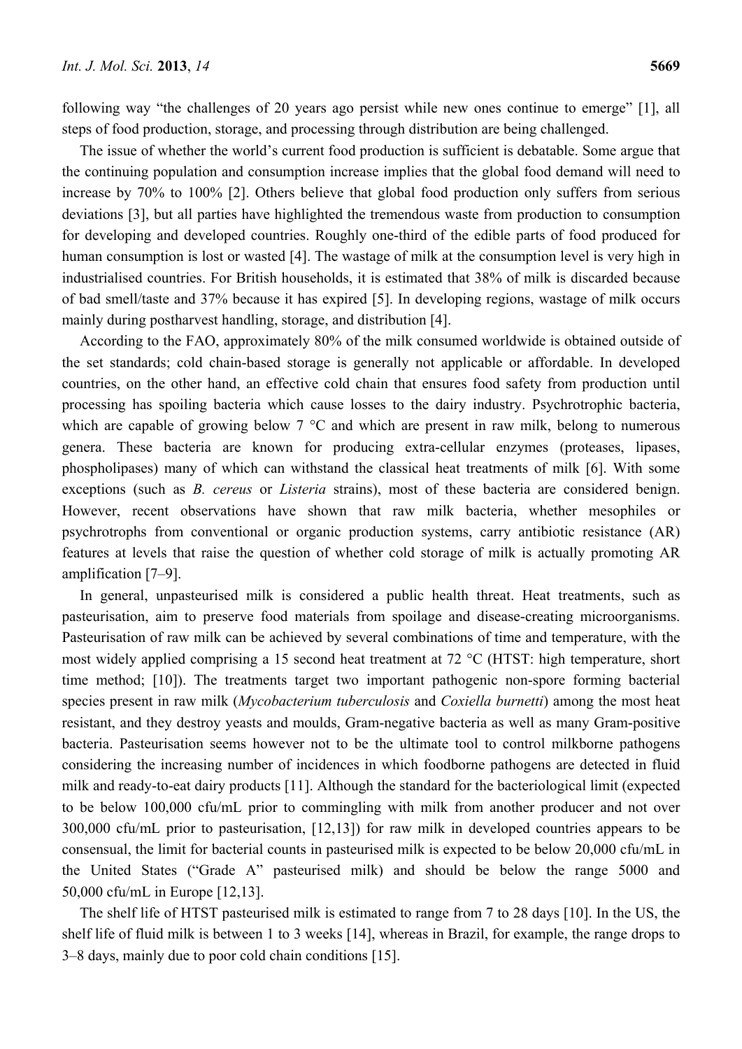following way "the challenges of 20 years ago persist while new ones continue to emerge" [1], all steps of food production, storage, and processing through distribution are being challenged.

The issue of whether the world's current food production is sufficient is debatable. Some argue that the continuing population and consumption increase implies that the global food demand will need to increase by 70% to 100% [2]. Others believe that global food production only suffers from serious deviations [3], but all parties have highlighted the tremendous waste from production to consumption for developing and developed countries. Roughly one-third of the edible parts of food produced for human consumption is lost or wasted [4]. The wastage of milk at the consumption level is very high in industrialised countries. For British households, it is estimated that 38% of milk is discarded because of bad smell/taste and 37% because it has expired [5]. In developing regions, wastage of milk occurs mainly during postharvest handling, storage, and distribution [4].

According to the FAO, approximately 80% of the milk consumed worldwide is obtained outside of the set standards; cold chain-based storage is generally not applicable or affordable. In developed countries, on the other hand, an effective cold chain that ensures food safety from production until processing has spoiling bacteria which cause losses to the dairy industry. Psychrotrophic bacteria, which are capable of growing below 7 °C and which are present in raw milk, belong to numerous genera. These bacteria are known for producing extra-cellular enzymes (proteases, lipases, phospholipases) many of which can withstand the classical heat treatments of milk [6]. With some exceptions (such as *B. cereus* or *Listeria* strains), most of these bacteria are considered benign. However, recent observations have shown that raw milk bacteria, whether mesophiles or psychrotrophs from conventional or organic production systems, carry antibiotic resistance (AR) features at levels that raise the question of whether cold storage of milk is actually promoting AR amplification [7–9].

In general, unpasteurised milk is considered a public health threat. Heat treatments, such as pasteurisation, aim to preserve food materials from spoilage and disease-creating microorganisms. Pasteurisation of raw milk can be achieved by several combinations of time and temperature, with the most widely applied comprising a 15 second heat treatment at 72 °C (HTST: high temperature, short time method; [10]). The treatments target two important pathogenic non-spore forming bacterial species present in raw milk (*Mycobacterium tuberculosis* and *Coxiella burnetti*) among the most heat resistant, and they destroy yeasts and moulds, Gram-negative bacteria as well as many Gram-positive bacteria. Pasteurisation seems however not to be the ultimate tool to control milkborne pathogens considering the increasing number of incidences in which foodborne pathogens are detected in fluid milk and ready-to-eat dairy products [11]. Although the standard for the bacteriological limit (expected to be below 100,000 cfu/mL prior to commingling with milk from another producer and not over 300,000 cfu/mL prior to pasteurisation, [12,13]) for raw milk in developed countries appears to be consensual, the limit for bacterial counts in pasteurised milk is expected to be below 20,000 cfu/mL in the United States ("Grade A" pasteurised milk) and should be below the range 5000 and 50,000 cfu/mL in Europe [12,13].

The shelf life of HTST pasteurised milk is estimated to range from 7 to 28 days [10]. In the US, the shelf life of fluid milk is between 1 to 3 weeks [14], whereas in Brazil, for example, the range drops to 3–8 days, mainly due to poor cold chain conditions [15].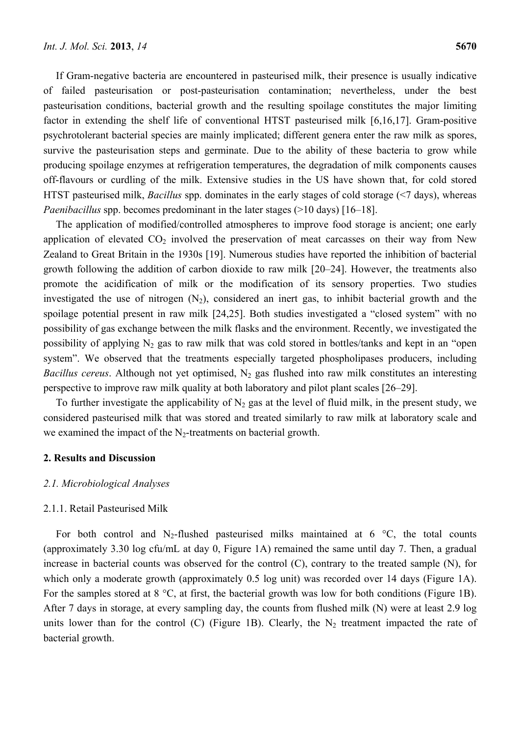If Gram-negative bacteria are encountered in pasteurised milk, their presence is usually indicative of failed pasteurisation or post-pasteurisation contamination; nevertheless, under the best pasteurisation conditions, bacterial growth and the resulting spoilage constitutes the major limiting factor in extending the shelf life of conventional HTST pasteurised milk [6,16,17]. Gram-positive psychrotolerant bacterial species are mainly implicated; different genera enter the raw milk as spores, survive the pasteurisation steps and germinate. Due to the ability of these bacteria to grow while producing spoilage enzymes at refrigeration temperatures, the degradation of milk components causes off-flavours or curdling of the milk. Extensive studies in the US have shown that, for cold stored HTST pasteurised milk, *Bacillus* spp. dominates in the early stages of cold storage (<7 days), whereas *Paenibacillus* spp. becomes predominant in the later stages (>10 days) [16–18].

The application of modified/controlled atmospheres to improve food storage is ancient; one early application of elevated $CO_2$ involved the preservation of meat carcasses on their way from New Zealand to Great Britain in the 1930s [19]. Numerous studies have reported the inhibition of bacterial growth following the addition of carbon dioxide to raw milk [20–24]. However, the treatments also promote the acidification of milk or the modification of its sensory properties. Two studies investigated the use of nitrogen ($N_2$), considered an inert gas, to inhibit bacterial growth and the spoilage potential present in raw milk [24,25]. Both studies investigated a "closed system" with no possibility of gas exchange between the milk flasks and the environment. Recently, we investigated the possibility of applying $N_2$ gas to raw milk that was cold stored in bottles/tanks and kept in an "open system". We observed that the treatments especially targeted phospholipases producers, including *Bacillus cereus*. Although not yet optimised, $N_2$ gas flushed into raw milk constitutes an interesting perspective to improve raw milk quality at both laboratory and pilot plant scales [26–29].

To further investigate the applicability of $N_2$ gas at the level of fluid milk, in the present study, we considered pasteurised milk that was stored and treated similarly to raw milk at laboratory scale and we examined the impact of the $N_2$-treatments on bacterial growth.

## 2. Results and Discussion

### *2.1. Microbiological Analyses*

#### 2.1.1. Retail Pasteurised Milk

For both control and $N_2$-flushed pasteurised milks maintained at 6 °C, the total counts (approximately 3.30 log cfu/mL at day 0, Figure 1A) remained the same until day 7. Then, a gradual increase in bacterial counts was observed for the control (C), contrary to the treated sample (N), for which only a moderate growth (approximately 0.5 log unit) was recorded over 14 days (Figure 1A). For the samples stored at 8 °C, at first, the bacterial growth was low for both conditions (Figure 1B). After 7 days in storage, at every sampling day, the counts from flushed milk (N) were at least 2.9 log units lower than for the control (C) (Figure 1B). Clearly, the $N_2$ treatment impacted the rate of bacterial growth.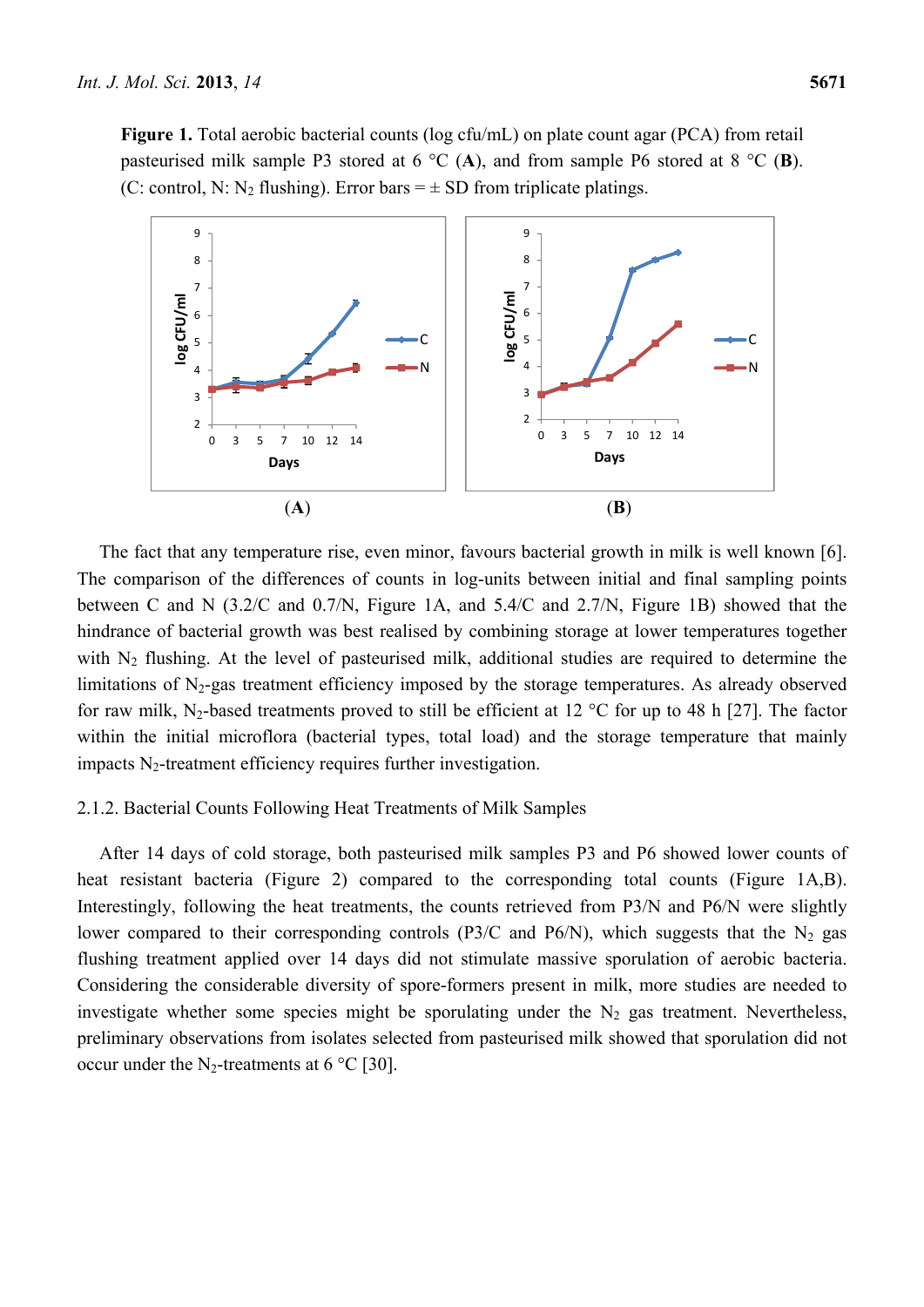**Figure 1.** Total aerobic bacterial counts (log cfu/mL) on plate count agar (PCA) from retail pasteurised milk sample P3 stored at 6 °C (**A**), and from sample P6 stored at 8 °C (**B**). (C: control, N: $N_2$ flushing). Error bars = ± SD from triplicate platings.

The fact that any temperature rise, even minor, favours bacterial growth in milk is well known [6]. The comparison of the differences of counts in log-units between initial and final sampling points between C and N (3.2/C and 0.7/N, Figure 1A, and 5.4/C and 2.7/N, Figure 1B) showed that the hindrance of bacterial growth was best realised by combining storage at lower temperatures together with $N_2$ flushing. At the level of pasteurised milk, additional studies are required to determine the limitations of $N_2$-gas treatment efficiency imposed by the storage temperatures. As already observed for raw milk, $N_2$-based treatments proved to still be efficient at 12 °C for up to 48 h [27]. The factor within the initial microflora (bacterial types, total load) and the storage temperature that mainly impacts $N_2$-treatment efficiency requires further investigation.

### 2.1.2. Bacterial Counts Following Heat Treatments of Milk Samples

After 14 days of cold storage, both pasteurised milk samples P3 and P6 showed lower counts of heat resistant bacteria (Figure 2) compared to the corresponding total counts (Figure 1A,B). Interestingly, following the heat treatments, the counts retrieved from P3/N and P6/N were slightly lower compared to their corresponding controls (P3/C and P6/N), which suggests that the $N_2$ gas flushing treatment applied over 14 days did not stimulate massive sporulation of aerobic bacteria. Considering the considerable diversity of spore-formers present in milk, more studies are needed to investigate whether some species might be sporulating under the $N_2$ gas treatment. Nevertheless, preliminary observations from isolates selected from pasteurised milk showed that sporulation did not occur under the $N_2$-treatments at 6 °C [30].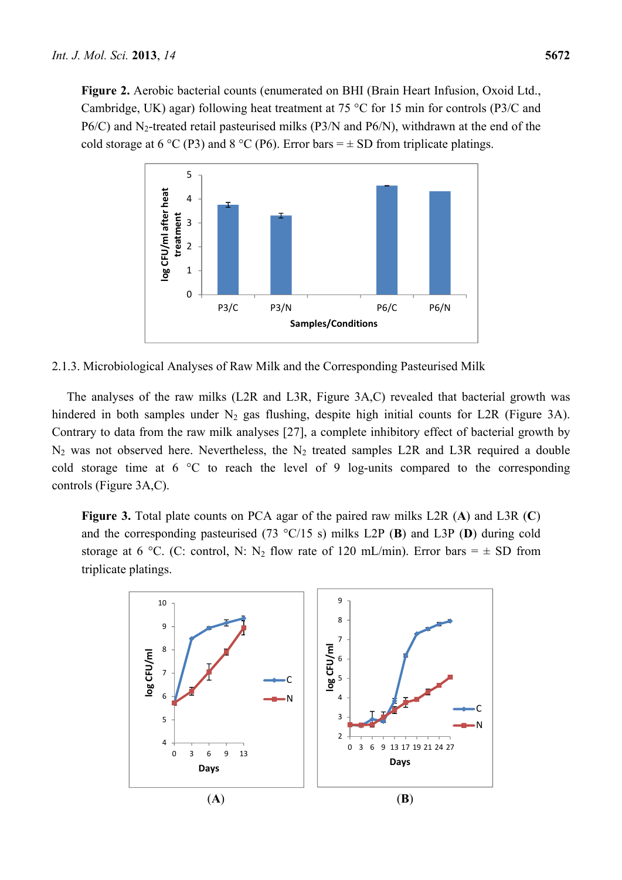**Figure 2.** Aerobic bacterial counts (enumerated on BHI (Brain Heart Infusion, Oxoid Ltd., Cambridge, UK) agar) following heat treatment at 75 °C for 15 min for controls (P3/C and P6/C) and $N_2$-treated retail pasteurised milks (P3/N and P6/N), withdrawn at the end of the cold storage at 6 °C (P3) and 8 °C (P6). Error bars = ± SD from triplicate platings.

2.1.3. Microbiological Analyses of Raw Milk and the Corresponding Pasteurised Milk

The analyses of the raw milks (L2R and L3R, Figure 3A,C) revealed that bacterial growth was hindered in both samples under $N_2$ gas flushing, despite high initial counts for L2R (Figure 3A). Contrary to data from the raw milk analyses [27], a complete inhibitory effect of bacterial growth by $N_2$ was not observed here. Nevertheless, the $N_2$ treated samples L2R and L3R required a double cold storage time at 6 °C to reach the level of 9 log-units compared to the corresponding controls (Figure 3A,C).

**Figure 3.** Total plate counts on PCA agar of the paired raw milks L2R (**A**) and L3R (**C**) and the corresponding pasteurised (73 °C/15 s) milks L2P (**B**) and L3P (**D**) during cold storage at 6 °C. (C: control, N: $N_2$ flow rate of 120 mL/min). Error bars = ± SD from triplicate platings.

(**A**) (**B**)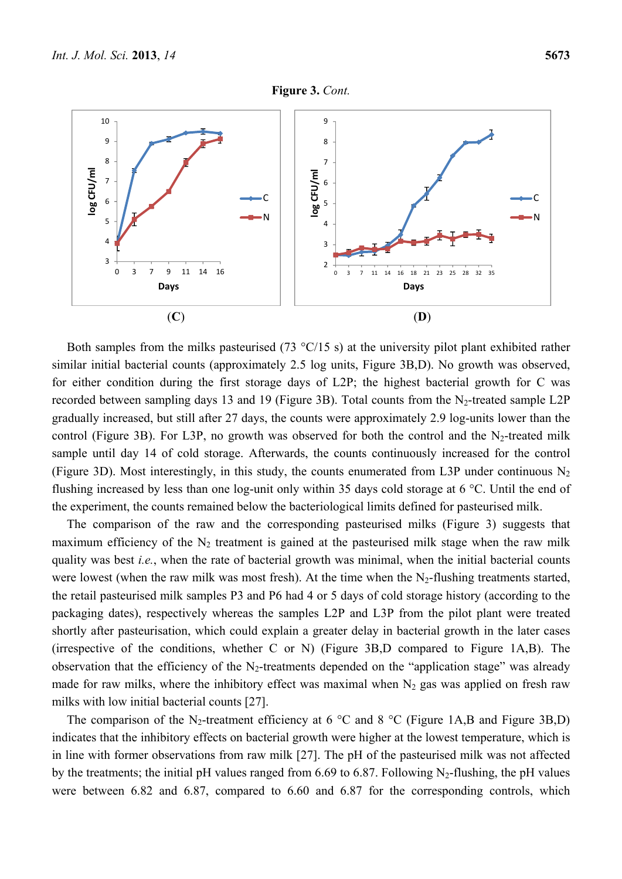**Figure 3.** *Cont.*

**(C)** **(D)**

Both samples from the milks pasteurised (73 °C/15 s) at the university pilot plant exhibited rather similar initial bacterial counts (approximately 2.5 log units, Figure 3B,D). No growth was observed, for either condition during the first storage days of L2P; the highest bacterial growth for C was recorded between sampling days 13 and 19 (Figure 3B). Total counts from the $N_2$-treated sample L2P gradually increased, but still after 27 days, the counts were approximately 2.9 log-units lower than the control (Figure 3B). For L3P, no growth was observed for both the control and the $N_2$-treated milk sample until day 14 of cold storage. Afterwards, the counts continuously increased for the control (Figure 3D). Most interestingly, in this study, the counts enumerated from L3P under continuous $N_2$ flushing increased by less than one log-unit only within 35 days cold storage at 6 °C. Until the end of the experiment, the counts remained below the bacteriological limits defined for pasteurised milk.

The comparison of the raw and the corresponding pasteurised milks (Figure 3) suggests that maximum efficiency of the $N_2$ treatment is gained at the pasteurised milk stage when the raw milk quality was best *i.e.*, when the rate of bacterial growth was minimal, when the initial bacterial counts were lowest (when the raw milk was most fresh). At the time when the $N_2$-flushing treatments started, the retail pasteurised milk samples P3 and P6 had 4 or 5 days of cold storage history (according to the packaging dates), respectively whereas the samples L2P and L3P from the pilot plant were treated shortly after pasteurisation, which could explain a greater delay in bacterial growth in the later cases (irrespective of the conditions, whether C or N) (Figure 3B,D compared to Figure 1A,B). The observation that the efficiency of the $N_2$-treatments depended on the "application stage" was already made for raw milks, where the inhibitory effect was maximal when $N_2$ gas was applied on fresh raw milks with low initial bacterial counts [27].

The comparison of the $N_2$-treatment efficiency at 6 °C and 8 °C (Figure 1A,B and Figure 3B,D) indicates that the inhibitory effects on bacterial growth were higher at the lowest temperature, which is in line with former observations from raw milk [27]. The pH of the pasteurised milk was not affected by the treatments; the initial pH values ranged from 6.69 to 6.87. Following $N_2$-flushing, the pH values were between 6.82 and 6.87, compared to 6.60 and 6.87 for the corresponding controls, which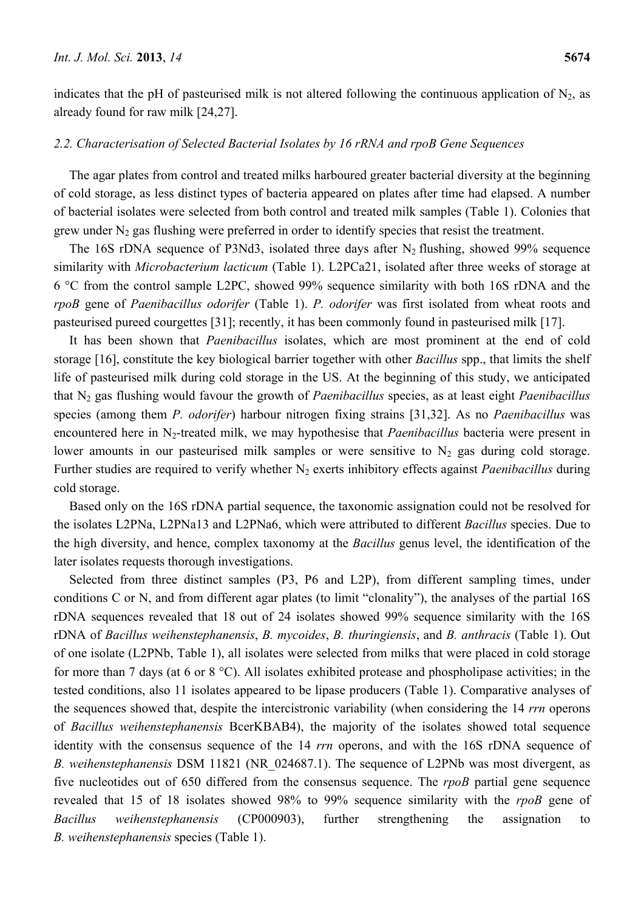indicates that the pH of pasteurised milk is not altered following the continuous application of $N_2$, as already found for raw milk [24,27].

### 2.2. Characterisation of Selected Bacterial Isolates by 16 rRNA and rpoB Gene Sequences

The agar plates from control and treated milks harboured greater bacterial diversity at the beginning of cold storage, as less distinct types of bacteria appeared on plates after time had elapsed. A number of bacterial isolates were selected from both control and treated milk samples (Table 1). Colonies that grew under $N_2$ gas flushing were preferred in order to identify species that resist the treatment.

The 16S rDNA sequence of P3Nd3, isolated three days after $N_2$ flushing, showed 99% sequence similarity with *Microbacterium lacticum* (Table 1). L2PCa21, isolated after three weeks of storage at 6 °C from the control sample L2PC, showed 99% sequence similarity with both 16S rDNA and the *rpoB* gene of *Paenibacillus odorifer* (Table 1). *P. odorifer* was first isolated from wheat roots and pasteurised pureed courgettes [31]; recently, it has been commonly found in pasteurised milk [17].

It has been shown that *Paenibacillus* isolates, which are most prominent at the end of cold storage [16], constitute the key biological barrier together with other *Bacillus* spp., that limits the shelf life of pasteurised milk during cold storage in the US. At the beginning of this study, we anticipated that $N_2$ gas flushing would favour the growth of *Paenibacillus* species, as at least eight *Paenibacillus* species (among them *P. odorifer*) harbour nitrogen fixing strains [31,32]. As no *Paenibacillus* was encountered here in $N_2$-treated milk, we may hypothesise that *Paenibacillus* bacteria were present in lower amounts in our pasteurised milk samples or were sensitive to $N_2$ gas during cold storage. Further studies are required to verify whether $N_2$ exerts inhibitory effects against *Paenibacillus* during cold storage.

Based only on the 16S rDNA partial sequence, the taxonomic assignation could not be resolved for the isolates L2PNa, L2PNa13 and L2PNa6, which were attributed to different *Bacillus* species. Due to the high diversity, and hence, complex taxonomy at the *Bacillus* genus level, the identification of the later isolates requests thorough investigations.

Selected from three distinct samples (P3, P6 and L2P), from different sampling times, under conditions C or N, and from different agar plates (to limit "clonality"), the analyses of the partial 16S rDNA sequences revealed that 18 out of 24 isolates showed 99% sequence similarity with the 16S rDNA of *Bacillus weihenstephanensis*, *B. mycoides*, *B. thuringiensis*, and *B. anthracis* (Table 1). Out of one isolate (L2PNb, Table 1), all isolates were selected from milks that were placed in cold storage for more than 7 days (at 6 or 8 °C). All isolates exhibited protease and phospholipase activities; in the tested conditions, also 11 isolates appeared to be lipase producers (Table 1). Comparative analyses of the sequences showed that, despite the intercistronic variability (when considering the 14 *rrn* operons of *Bacillus weihenstephanensis* BcerKBAB4), the majority of the isolates showed total sequence identity with the consensus sequence of the 14 *rrn* operons, and with the 16S rDNA sequence of *B. weihenstephanensis* DSM 11821 (NR_024687.1). The sequence of L2PNb was most divergent, as five nucleotides out of 650 differed from the consensus sequence. The *rpoB* partial gene sequence revealed that 15 of 18 isolates showed 98% to 99% sequence similarity with the *rpoB* gene of *Bacillus weihenstephanensis* (CP000903), further strengthening the assignation to *B. weihenstephanensis* species (Table 1).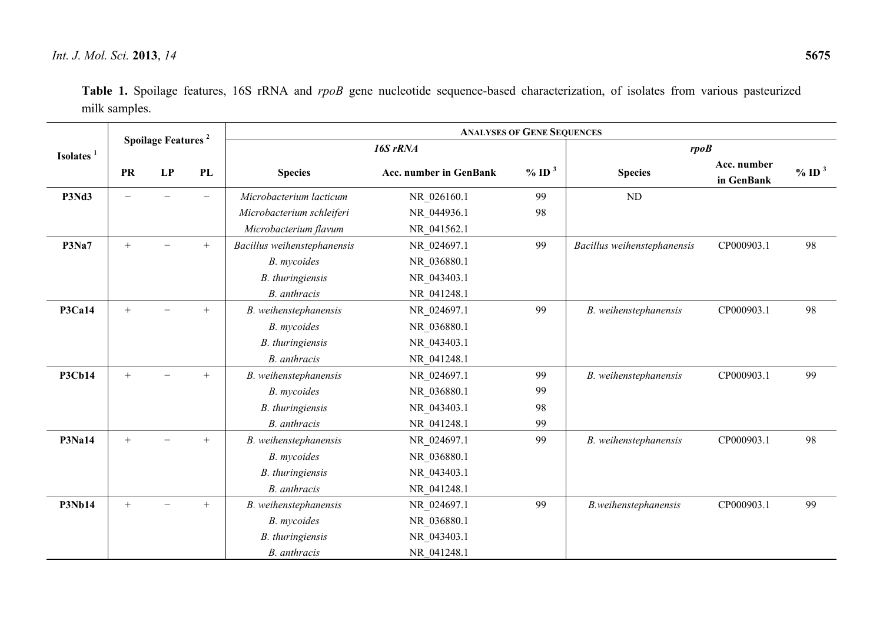**Table 1.** Spoilage features, 16S rRNA and *rpoB* gene nucleotide sequence-based characterization, of isolates from various pasteurized milk samples.

| Isolates [1] | Spoilage Features [2] | | | Analyses of Gene Sequences | | | | | |
|---|---|---|---|---|---|---|---|---|---|
| | | | | *16S rRNA* | | | *rpoB* | | |
| | PR | LP | PL | Species | Acc. number in GenBank | % ID [3] | Species | Acc. number in GenBank | % ID [3] |
| **P3Nd3** | − | − | − | *Microbacterium lacticum* | NR_026160.1 | 99 | ND | | |
| | | | | *Microbacterium schleiferi* | NR_044936.1 | 98 | | | |
| | | | | *Microbacterium flavum* | NR_041562.1 | | | | |
| **P3Na7** | + | − | + | *Bacillus weihenstephanensis* | NR_024697.1 | 99 | *Bacillus weihenstephanensis* | CP000903.1 | 98 |
| | | | | *B. mycoides* | NR_036880.1 | | | | |
| | | | | *B. thuringiensis* | NR_043403.1 | | | | |
| | | | | *B. anthracis* | NR_041248.1 | | | | |
| **P3Ca14** | + | − | + | *B. weihenstephanensis* | NR_024697.1 | 99 | *B. weihenstephanensis* | CP000903.1 | 98 |
| | | | | *B. mycoides* | NR_036880.1 | | | | |
| | | | | *B. thuringiensis* | NR_043403.1 | | | | |
| | | | | *B. anthracis* | NR_041248.1 | | | | |
| **P3Cb14** | + | − | + | *B. weihenstephanensis* | NR_024697.1 | 99 | *B. weihenstephanensis* | CP000903.1 | 99 |
| | | | | *B. mycoides* | NR_036880.1 | 99 | | | |
| | | | | *B. thuringiensis* | NR_043403.1 | 98 | | | |
| | | | | *B. anthracis* | NR_041248.1 | 99 | | | |
| **P3Na14** | + | − | + | *B. weihenstephanensis* | NR_024697.1 | 99 | *B. weihenstephanensis* | CP000903.1 | 98 |
| | | | | *B. mycoides* | NR_036880.1 | | | | |
| | | | | *B. thuringiensis* | NR_043403.1 | | | | |
| | | | | *B. anthracis* | NR_041248.1 | | | | |
| **P3Nb14** | + | − | + | *B. weihenstephanensis* | NR_024697.1 | 99 | *B.weihenstephanensis* | CP000903.1 | 99 |
| | | | | *B. mycoides* | NR_036880.1 | | | | |
| | | | | *B. thuringiensis* | NR_043403.1 | | | | |
| | | | | *B. anthracis* | NR_041248.1 | | | | |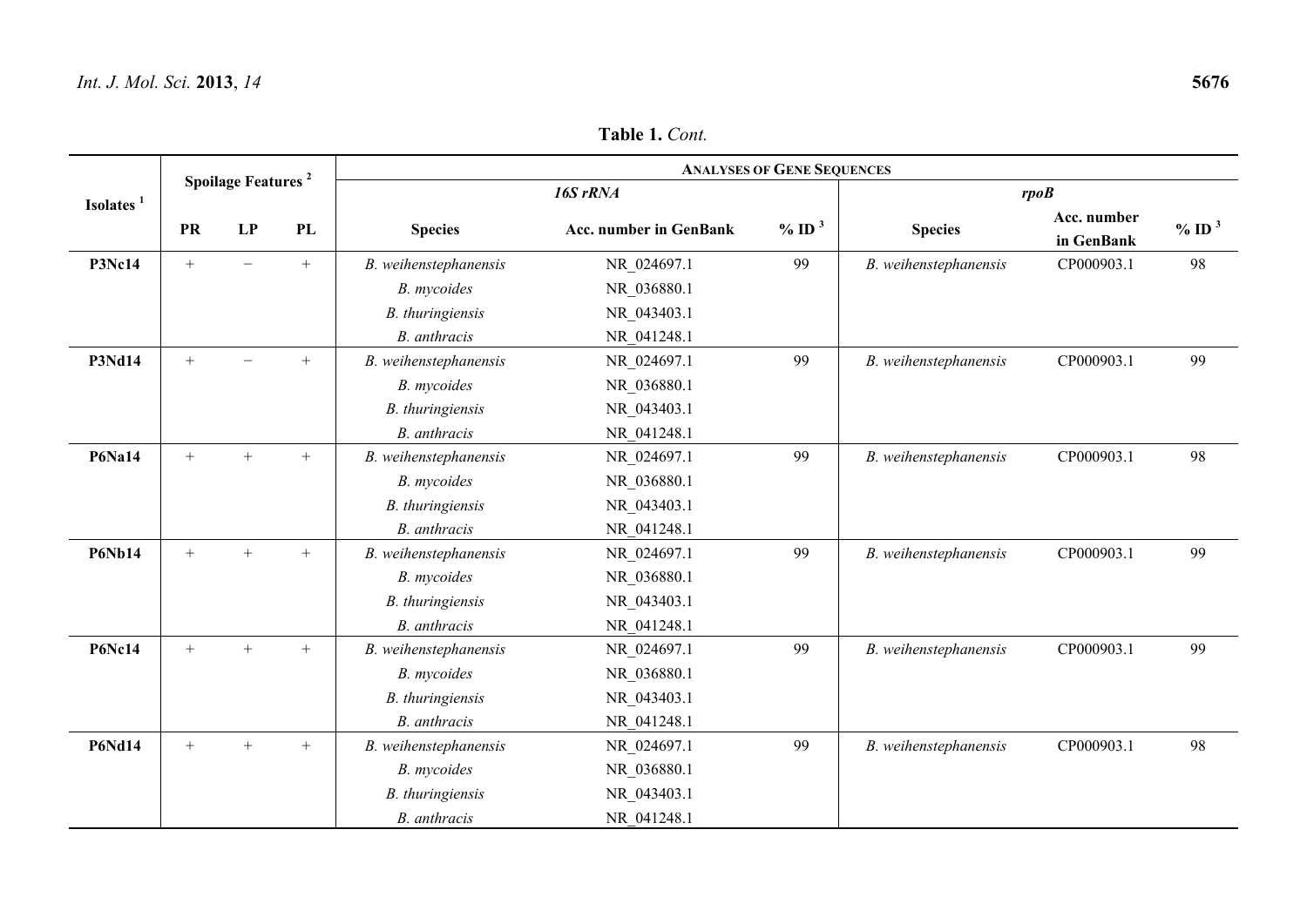**Table 1.** *Cont.*

| Isolates [1] | Spoilage Features [2] | | | Analyses of Gene Sequences | | | | | |
|---|---|---|---|---|---|---|---|---|---|
| | | | | *16S rRNA* | | | *rpoB* | | |
| | PR | LP | PL | Species | Acc. number in GenBank | % ID [3] | Species | Acc. number in GenBank | % ID [3] |
| **P3Nc14** | + | − | + | *B. weihenstephanensis* | NR_024697.1 | 99 | *B. weihenstephanensis* | CP000903.1 | 98 |
| | | | | *B. mycoides* | NR_036880.1 | | | | |
| | | | | *B. thuringiensis* | NR_043403.1 | | | | |
| | | | | *B. anthracis* | NR_041248.1 | | | | |
| **P3Nd14** | + | − | + | *B. weihenstephanensis* | NR_024697.1 | 99 | *B. weihenstephanensis* | CP000903.1 | 99 |
| | | | | *B. mycoides* | NR_036880.1 | | | | |
| | | | | *B. thuringiensis* | NR_043403.1 | | | | |
| | | | | *B. anthracis* | NR_041248.1 | | | | |
| **P6Na14** | + | + | + | *B. weihenstephanensis* | NR_024697.1 | 99 | *B. weihenstephanensis* | CP000903.1 | 98 |
| | | | | *B. mycoides* | NR_036880.1 | | | | |
| | | | | *B. thuringiensis* | NR_043403.1 | | | | |
| | | | | *B. anthracis* | NR_041248.1 | | | | |
| **P6Nb14** | + | + | + | *B. weihenstephanensis* | NR_024697.1 | 99 | *B. weihenstephanensis* | CP000903.1 | 99 |
| | | | | *B. mycoides* | NR_036880.1 | | | | |
| | | | | *B. thuringiensis* | NR_043403.1 | | | | |
| | | | | *B. anthracis* | NR_041248.1 | | | | |
| **P6Nc14** | + | + | + | *B. weihenstephanensis* | NR_024697.1 | 99 | *B. weihenstephanensis* | CP000903.1 | 99 |
| | | | | *B. mycoides* | NR_036880.1 | | | | |
| | | | | *B. thuringiensis* | NR_043403.1 | | | | |
| | | | | *B. anthracis* | NR_041248.1 | | | | |
| **P6Nd14** | + | + | + | *B. weihenstephanensis* | NR_024697.1 | 99 | *B. weihenstephanensis* | CP000903.1 | 98 |
| | | | | *B. mycoides* | NR_036880.1 | | | | |
| | | | | *B. thuringiensis* | NR_043403.1 | | | | |
| | | | | *B. anthracis* | NR_041248.1 | | | | |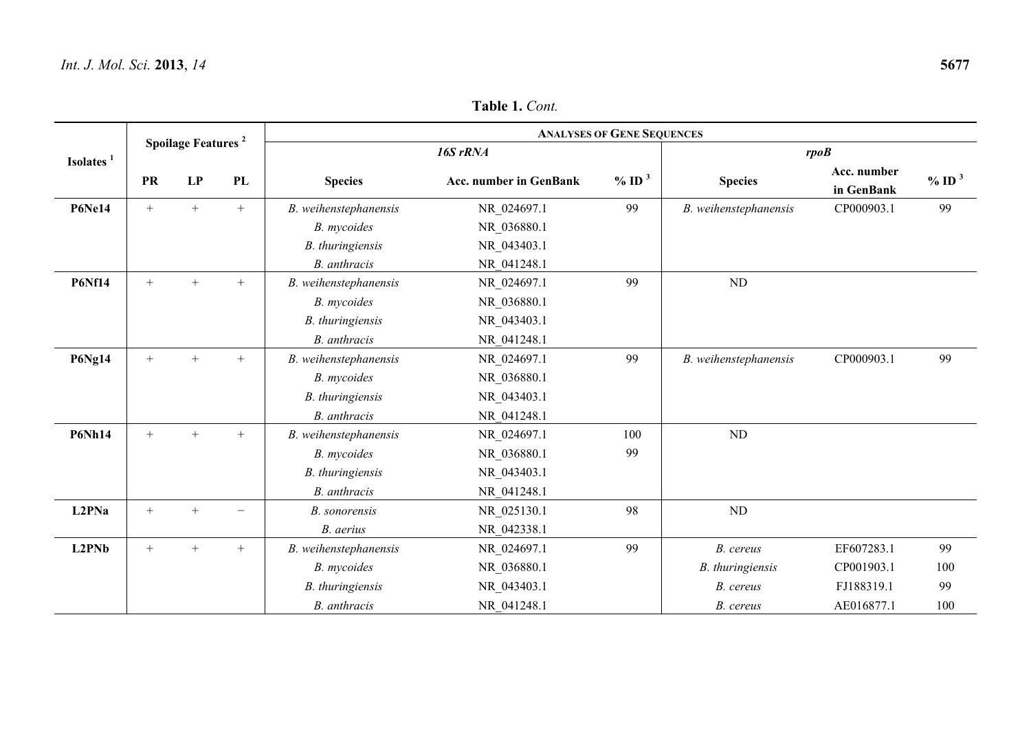**Table 1.** *Cont.*

| Isolates [1] | Spoilage Features [2] | | | Analyses of Gene Sequences | | | | | |
|---|---|---|---|---|---|---|---|---|---|
| | | | | *16S rRNA* | | | *rpoB* | | |
| | PR | LP | PL | Species | Acc. number in GenBank | % ID [3] | Species | Acc. number in GenBank | % ID [3] |
| **P6Ne14** | + | + | + | *B. weihenstephanensis* | NR_024697.1 | 99 | *B. weihenstephanensis* | CP000903.1 | 99 |
| | | | | *B. mycoides* | NR_036880.1 | | | | |
| | | | | *B. thuringiensis* | NR_043403.1 | | | | |
| | | | | *B. anthracis* | NR_041248.1 | | | | |
| **P6Nf14** | + | + | + | *B. weihenstephanensis* | NR_024697.1 | 99 | ND | | |
| | | | | *B. mycoides* | NR_036880.1 | | | | |
| | | | | *B. thuringiensis* | NR_043403.1 | | | | |
| | | | | *B. anthracis* | NR_041248.1 | | | | |
| **P6Ng14** | + | + | + | *B. weihenstephanensis* | NR_024697.1 | 99 | *B. weihenstephanensis* | CP000903.1 | 99 |
| | | | | *B. mycoides* | NR_036880.1 | | | | |
| | | | | *B. thuringiensis* | NR_043403.1 | | | | |
| | | | | *B. anthracis* | NR_041248.1 | | | | |
| **P6Nh14** | + | + | + | *B. weihenstephanensis* | NR_024697.1 | 100 | ND | | |
| | | | | *B. mycoides* | NR_036880.1 | 99 | | | |
| | | | | *B. thuringiensis* | NR_043403.1 | | | | |
| | | | | *B. anthracis* | NR_041248.1 | | | | |
| **L2PNa** | + | + | − | *B. sonorensis* | NR_025130.1 | 98 | ND | | |
| | | | | *B. aerius* | NR_042338.1 | | | | |
| **L2PNb** | + | + | + | *B. weihenstephanensis* | NR_024697.1 | 99 | *B. cereus* | EF607283.1 | 99 |
| | | | | *B. mycoides* | NR_036880.1 | | *B. thuringiensis* | CP001903.1 | 100 |
| | | | | *B. thuringiensis* | NR_043403.1 | | *B. cereus* | FJ188319.1 | 99 |
| | | | | *B. anthracis* | NR_041248.1 | | *B. cereus* | AE016877.1 | 100 |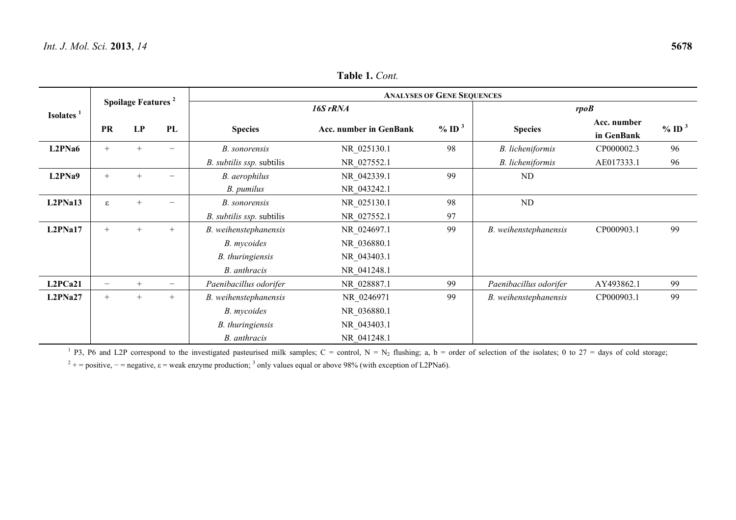**Table 1.** *Cont.*

| Isolates [1] | Spoilage Features [2] | | | ANALYSES OF GENE SEQUENCES | | | | | |
|---|---|---|---|---|---|---|---|---|---|
| | | | | *16S rRNA* | | | *rpoB* | | |
| | PR | LP | PL | Species | Acc. number in GenBank | % ID [3] | Species | Acc. number in GenBank | % ID [3] |
| **L2PNa6** | + | + | − | *B. sonorensis* | NR_025130.1 | 98 | *B. licheniformis* | CP000002.3 | 96 |
| | | | | *B. subtilis ssp.* subtilis | NR_027552.1 | | *B. licheniformis* | AE017333.1 | 96 |
| **L2PNa9** | + | + | − | *B. aerophilus* | NR_042339.1 | 99 | ND | | |
| | | | | *B. pumilus* | NR_043242.1 | | | | |
| **L2PNa13** | ε | + | − | *B. sonorensis* | NR_025130.1 | 98 | ND | | |
| | | | | *B. subtilis ssp.* subtilis | NR_027552.1 | 97 | | | |
| **L2PNa17** | + | + | + | *B. weihenstephanensis* | NR_024697.1 | 99 | *B. weihenstephanensis* | CP000903.1 | 99 |
| | | | | *B. mycoides* | NR_036880.1 | | | | |
| | | | | *B. thuringiensis* | NR_043403.1 | | | | |
| | | | | *B. anthracis* | NR_041248.1 | | | | |
| **L2PCa21** | − | + | − | *Paenibacillus odorifer* | NR_028887.1 | 99 | *Paenibacillus odorifer* | AY493862.1 | 99 |
| **L2PNa27** | + | + | + | *B. weihenstephanensis* | NR_0246971 | 99 | *B. weihenstephanensis* | CP000903.1 | 99 |
| | | | | *B. mycoides* | NR_036880.1 | | | | |
| | | | | *B. thuringiensis* | NR_043403.1 | | | | |
| | | | | *B. anthracis* | NR_041248.1 | | | | |

[1] P3, P6 and L2P correspond to the investigated pasteurised milk samples; C = control, N = $N_2$ flushing; a, b = order of selection of the isolates; 0 to 27 = days of cold storage;
[2] + = positive, − = negative, ε = weak enzyme production; [3] only values equal or above 98% (with exception of L2PNa6).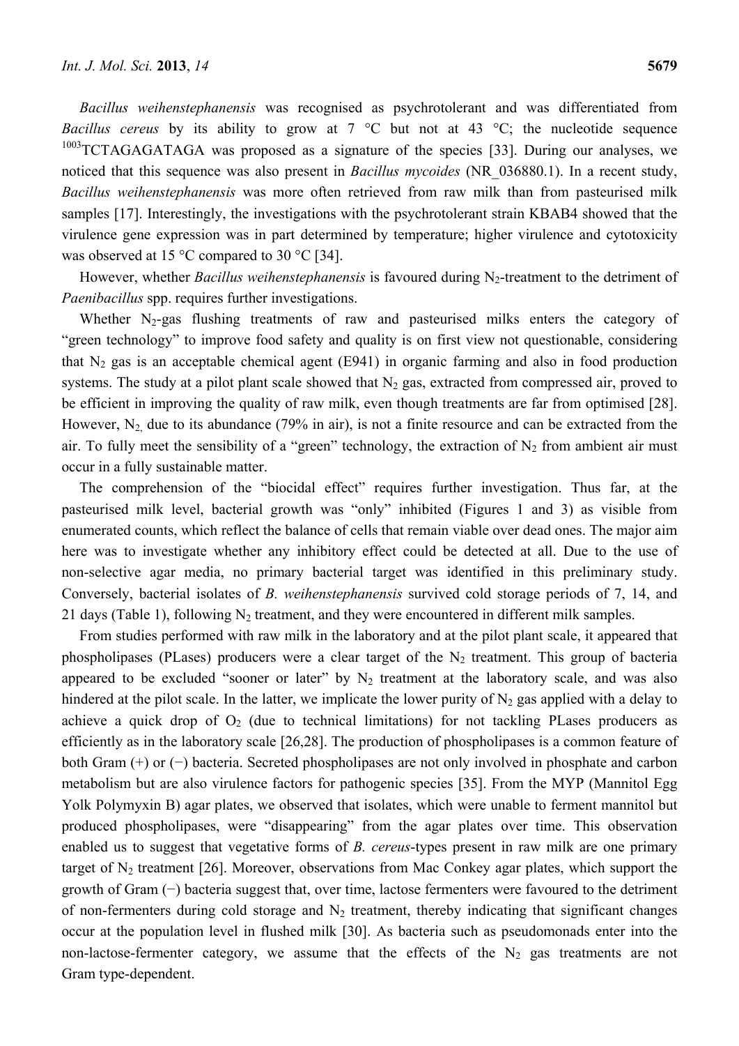*Bacillus weihenstephanensis* was recognised as psychrotolerant and was differentiated from *Bacillus cereus* by its ability to grow at 7 °C but not at 43 °C; the nucleotide sequence $^{1003}$TCTAGAGATAGA was proposed as a signature of the species [33]. During our analyses, we noticed that this sequence was also present in *Bacillus mycoides* (NR_036880.1). In a recent study, *Bacillus weihenstephanensis* was more often retrieved from raw milk than from pasteurised milk samples [17]. Interestingly, the investigations with the psychrotolerant strain KBAB4 showed that the virulence gene expression was in part determined by temperature; higher virulence and cytotoxicity was observed at 15 °C compared to 30 °C [34].

However, whether *Bacillus weihenstephanensis* is favoured during $N_2$-treatment to the detriment of *Paenibacillus* spp. requires further investigations.

Whether $N_2$-gas flushing treatments of raw and pasteurised milks enters the category of "green technology" to improve food safety and quality is on first view not questionable, considering that $N_2$ gas is an acceptable chemical agent (E941) in organic farming and also in food production systems. The study at a pilot plant scale showed that $N_2$ gas, extracted from compressed air, proved to be efficient in improving the quality of raw milk, even though treatments are far from optimised [28]. However, $N_2$, due to its abundance (79% in air), is not a finite resource and can be extracted from the air. To fully meet the sensibility of a "green" technology, the extraction of $N_2$ from ambient air must occur in a fully sustainable matter.

The comprehension of the "biocidal effect" requires further investigation. Thus far, at the pasteurised milk level, bacterial growth was "only" inhibited (Figures 1 and 3) as visible from enumerated counts, which reflect the balance of cells that remain viable over dead ones. The major aim here was to investigate whether any inhibitory effect could be detected at all. Due to the use of non-selective agar media, no primary bacterial target was identified in this preliminary study. Conversely, bacterial isolates of *B. weihenstephanensis* survived cold storage periods of 7, 14, and 21 days (Table 1), following $N_2$ treatment, and they were encountered in different milk samples.

From studies performed with raw milk in the laboratory and at the pilot plant scale, it appeared that phospholipases (PLases) producers were a clear target of the $N_2$ treatment. This group of bacteria appeared to be excluded "sooner or later" by $N_2$ treatment at the laboratory scale, and was also hindered at the pilot scale. In the latter, we implicate the lower purity of $N_2$ gas applied with a delay to achieve a quick drop of $O_2$ (due to technical limitations) for not tackling PLases producers as efficiently as in the laboratory scale [26,28]. The production of phospholipases is a common feature of both Gram (+) or (−) bacteria. Secreted phospholipases are not only involved in phosphate and carbon metabolism but are also virulence factors for pathogenic species [35]. From the MYP (Mannitol Egg Yolk Polymyxin B) agar plates, we observed that isolates, which were unable to ferment mannitol but produced phospholipases, were "disappearing" from the agar plates over time. This observation enabled us to suggest that vegetative forms of *B. cereus*-types present in raw milk are one primary target of $N_2$ treatment [26]. Moreover, observations from Mac Conkey agar plates, which support the growth of Gram (−) bacteria suggest that, over time, lactose fermenters were favoured to the detriment of non-fermenters during cold storage and $N_2$ treatment, thereby indicating that significant changes occur at the population level in flushed milk [30]. As bacteria such as pseudomonads enter into the non-lactose-fermenter category, we assume that the effects of the $N_2$ gas treatments are not Gram type-dependent.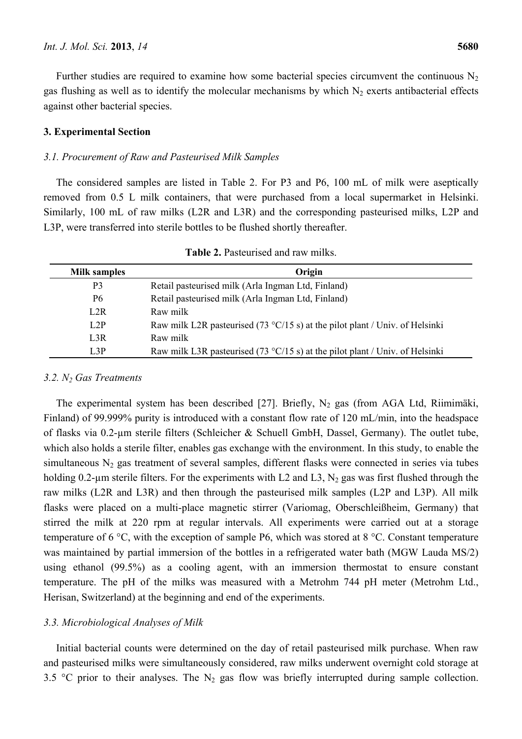Further studies are required to examine how some bacterial species circumvent the continuous $N_2$ gas flushing as well as to identify the molecular mechanisms by which $N_2$ exerts antibacterial effects against other bacterial species.

## 3. Experimental Section

### *3.1. Procurement of Raw and Pasteurised Milk Samples*

The considered samples are listed in Table 2. For P3 and P6, 100 mL of milk were aseptically removed from 0.5 L milk containers, that were purchased from a local supermarket in Helsinki. Similarly, 100 mL of raw milks (L2R and L3R) and the corresponding pasteurised milks, L2P and L3P, were transferred into sterile bottles to be flushed shortly thereafter.

**Table 2.** Pasteurised and raw milks.

| Milk samples | Origin |
|---|---|
| P3 | Retail pasteurised milk (Arla Ingman Ltd, Finland) |
| P6 | Retail pasteurised milk (Arla Ingman Ltd, Finland) |
| L2R | Raw milk |
| L2P | Raw milk L2R pasteurised (73 °C/15 s) at the pilot plant / Univ. of Helsinki |
| L3R | Raw milk |
| L3P | Raw milk L3R pasteurised (73 °C/15 s) at the pilot plant / Univ. of Helsinki |

### *3.2. $N_2$ Gas Treatments*

The experimental system has been described [27]. Briefly, $N_2$ gas (from AGA Ltd, Riimimäki, Finland) of 99.999% purity is introduced with a constant flow rate of 120 mL/min, into the headspace of flasks via 0.2-µm sterile filters (Schleicher & Schuell GmbH, Dassel, Germany). The outlet tube, which also holds a sterile filter, enables gas exchange with the environment. In this study, to enable the simultaneous $N_2$ gas treatment of several samples, different flasks were connected in series via tubes holding 0.2-µm sterile filters. For the experiments with L2 and L3, $N_2$ gas was first flushed through the raw milks (L2R and L3R) and then through the pasteurised milk samples (L2P and L3P). All milk flasks were placed on a multi-place magnetic stirrer (Variomag, Oberschleißheim, Germany) that stirred the milk at 220 rpm at regular intervals. All experiments were carried out at a storage temperature of 6 °C, with the exception of sample P6, which was stored at 8 °C. Constant temperature was maintained by partial immersion of the bottles in a refrigerated water bath (MGW Lauda MS/2) using ethanol (99.5%) as a cooling agent, with an immersion thermostat to ensure constant temperature. The pH of the milks was measured with a Metrohm 744 pH meter (Metrohm Ltd., Herisan, Switzerland) at the beginning and end of the experiments.

### *3.3. Microbiological Analyses of Milk*

Initial bacterial counts were determined on the day of retail pasteurised milk purchase. When raw and pasteurised milks were simultaneously considered, raw milks underwent overnight cold storage at 3.5 °C prior to their analyses. The $N_2$ gas flow was briefly interrupted during sample collection.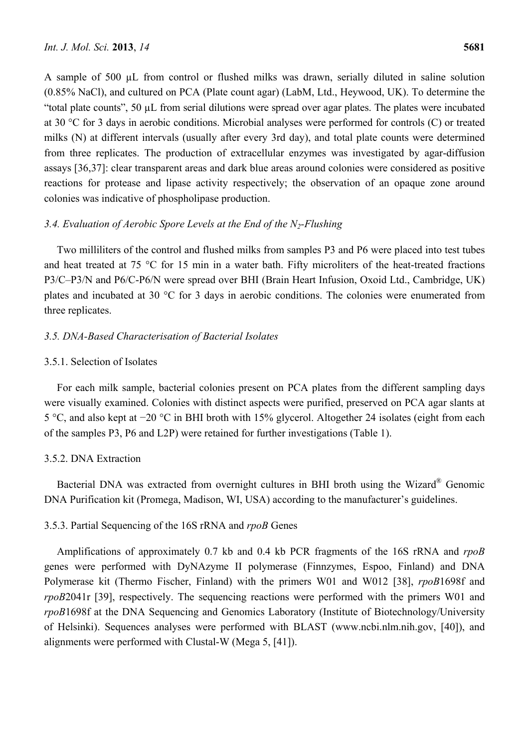A sample of 500 μL from control or flushed milks was drawn, serially diluted in saline solution (0.85% NaCl), and cultured on PCA (Plate count agar) (LabM, Ltd., Heywood, UK). To determine the "total plate counts", 50 μL from serial dilutions were spread over agar plates. The plates were incubated at 30 °C for 3 days in aerobic conditions. Microbial analyses were performed for controls (C) or treated milks (N) at different intervals (usually after every 3rd day), and total plate counts were determined from three replicates. The production of extracellular enzymes was investigated by agar-diffusion assays [36,37]: clear transparent areas and dark blue areas around colonies were considered as positive reactions for protease and lipase activity respectively; the observation of an opaque zone around colonies was indicative of phospholipase production.

### *3.4. Evaluation of Aerobic Spore Levels at the End of the $N_2$-Flushing*

Two milliliters of the control and flushed milks from samples P3 and P6 were placed into test tubes and heat treated at 75 °C for 15 min in a water bath. Fifty microliters of the heat-treated fractions P3/C–P3/N and P6/C-P6/N were spread over BHI (Brain Heart Infusion, Oxoid Ltd., Cambridge, UK) plates and incubated at 30 °C for 3 days in aerobic conditions. The colonies were enumerated from three replicates.

### *3.5. DNA-Based Characterisation of Bacterial Isolates*

#### 3.5.1. Selection of Isolates

For each milk sample, bacterial colonies present on PCA plates from the different sampling days were visually examined. Colonies with distinct aspects were purified, preserved on PCA agar slants at 5 °C, and also kept at −20 °C in BHI broth with 15% glycerol. Altogether 24 isolates (eight from each of the samples P3, P6 and L2P) were retained for further investigations (Table 1).

#### 3.5.2. DNA Extraction

Bacterial DNA was extracted from overnight cultures in BHI broth using the Wizard® Genomic DNA Purification kit (Promega, Madison, WI, USA) according to the manufacturer's guidelines.

#### 3.5.3. Partial Sequencing of the 16S rRNA and *rpoB* Genes

Amplifications of approximately 0.7 kb and 0.4 kb PCR fragments of the 16S rRNA and *rpoB* genes were performed with DyNAzyme II polymerase (Finnzymes, Espoo, Finland) and DNA Polymerase kit (Thermo Fischer, Finland) with the primers W01 and W012 [38], *rpoB*1698f and *rpoB*2041r [39], respectively. The sequencing reactions were performed with the primers W01 and *rpoB*1698f at the DNA Sequencing and Genomics Laboratory (Institute of Biotechnology/University of Helsinki). Sequences analyses were performed with BLAST (www.ncbi.nlm.nih.gov, [40]), and alignments were performed with Clustal-W (Mega 5, [41]).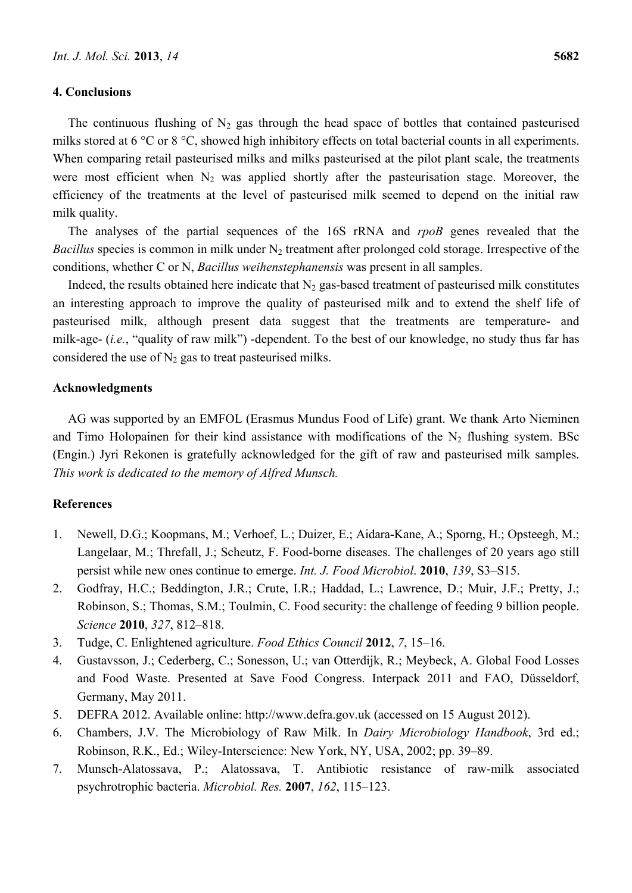## 4. Conclusions

The continuous flushing of $N_2$ gas through the head space of bottles that contained pasteurised milks stored at 6 °C or 8 °C, showed high inhibitory effects on total bacterial counts in all experiments. When comparing retail pasteurised milks and milks pasteurised at the pilot plant scale, the treatments were most efficient when $N_2$ was applied shortly after the pasteurisation stage. Moreover, the efficiency of the treatments at the level of pasteurised milk seemed to depend on the initial raw milk quality.

The analyses of the partial sequences of the 16S rRNA and *rpoB* genes revealed that the *Bacillus* species is common in milk under $N_2$ treatment after prolonged cold storage. Irrespective of the conditions, whether C or N, *Bacillus weihenstephanensis* was present in all samples.

Indeed, the results obtained here indicate that $N_2$ gas-based treatment of pasteurised milk constitutes an interesting approach to improve the quality of pasteurised milk and to extend the shelf life of pasteurised milk, although present data suggest that the treatments are temperature- and milk-age- (*i.e.*, "quality of raw milk") -dependent. To the best of our knowledge, no study thus far has considered the use of $N_2$ gas to treat pasteurised milks.

## Acknowledgments

AG was supported by an EMFOL (Erasmus Mundus Food of Life) grant. We thank Arto Nieminen and Timo Holopainen for their kind assistance with modifications of the $N_2$ flushing system. BSc (Engin.) Jyri Rekonen is gratefully acknowledged for the gift of raw and pasteurised milk samples. *This work is dedicated to the memory of Alfred Munsch.*

## References

1. Newell, D.G.; Koopmans, M.; Verhoef, L.; Duizer, E.; Aidara-Kane, A.; Sporng, H.; Opsteegh, M.; Langelaar, M.; Threfall, J.; Scheutz, F. Food-borne diseases. The challenges of 20 years ago still persist while new ones continue to emerge. *Int. J. Food Microbiol*. **2010**, *139*, S3–S15.
2. Godfray, H.C.; Beddington, J.R.; Crute, I.R.; Haddad, L.; Lawrence, D.; Muir, J.F.; Pretty, J.; Robinson, S.; Thomas, S.M.; Toulmin, C. Food security: the challenge of feeding 9 billion people. *Science* **2010**, *327*, 812–818.
3. Tudge, C. Enlightened agriculture. *Food Ethics Council* **2012**, *7*, 15–16.
4. Gustavsson, J.; Cederberg, C.; Sonesson, U.; van Otterdijk, R.; Meybeck, A. Global Food Losses and Food Waste. Presented at Save Food Congress. Interpack 2011 and FAO, Düsseldorf, Germany, May 2011.
5. DEFRA 2012. Available online: http://www.defra.gov.uk (accessed on 15 August 2012).
6. Chambers, J.V. The Microbiology of Raw Milk. In *Dairy Microbiology Handbook*, 3rd ed.; Robinson, R.K., Ed.; Wiley-Interscience: New York, NY, USA, 2002; pp. 39–89.
7. Munsch-Alatossava, P.; Alatossava, T. Antibiotic resistance of raw-milk associated psychrotrophic bacteria. *Microbiol. Res.* **2007**, *162*, 115–123.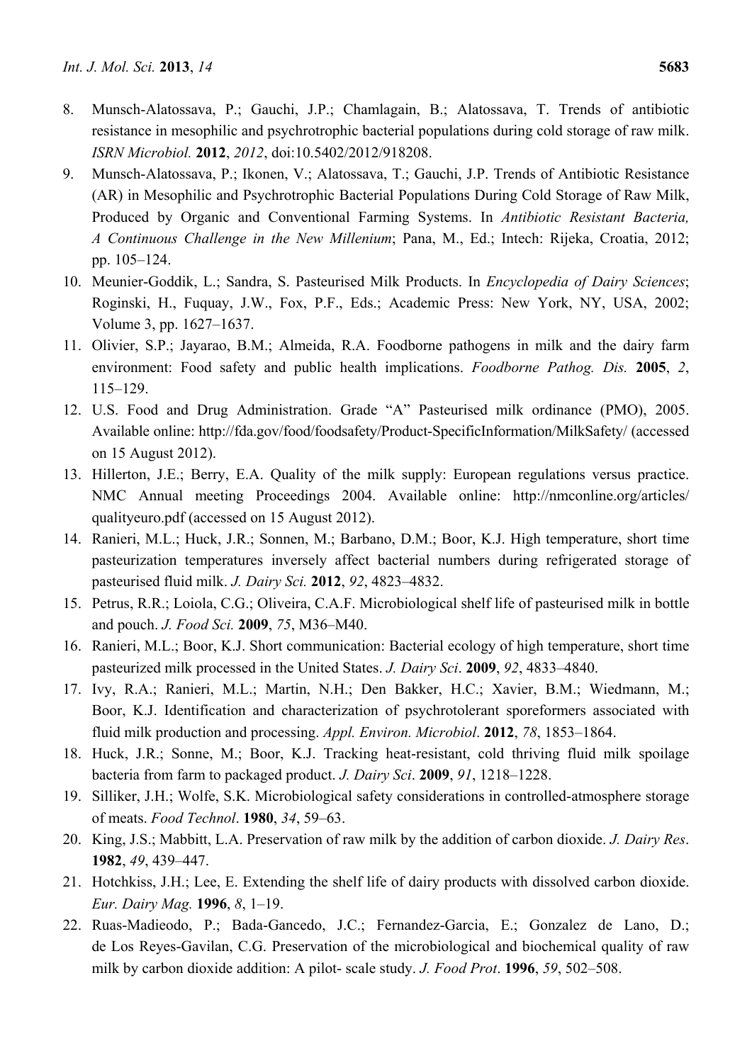8. Munsch-Alatossava, P.; Gauchi, J.P.; Chamlagain, B.; Alatossava, T. Trends of antibiotic resistance in mesophilic and psychrotrophic bacterial populations during cold storage of raw milk. *ISRN Microbiol.* **2012**, *2012*, doi:10.5402/2012/918208.
9. Munsch-Alatossava, P.; Ikonen, V.; Alatossava, T.; Gauchi, J.P. Trends of Antibiotic Resistance (AR) in Mesophilic and Psychrotrophic Bacterial Populations During Cold Storage of Raw Milk, Produced by Organic and Conventional Farming Systems. In *Antibiotic Resistant Bacteria, A Continuous Challenge in the New Millenium*; Pana, M., Ed.; Intech: Rijeka, Croatia, 2012; pp. 105–124.
10. Meunier-Goddik, L.; Sandra, S. Pasteurised Milk Products. In *Encyclopedia of Dairy Sciences*; Roginski, H., Fuquay, J.W., Fox, P.F., Eds.; Academic Press: New York, NY, USA, 2002; Volume 3, pp. 1627–1637.
11. Olivier, S.P.; Jayarao, B.M.; Almeida, R.A. Foodborne pathogens in milk and the dairy farm environment: Food safety and public health implications. *Foodborne Pathog. Dis.* **2005**, *2*, 115–129.
12. U.S. Food and Drug Administration. Grade "A" Pasteurised milk ordinance (PMO), 2005. Available online: http://fda.gov/food/foodsafety/Product-SpecificInformation/MilkSafety/ (accessed on 15 August 2012).
13. Hillerton, J.E.; Berry, E.A. Quality of the milk supply: European regulations versus practice. NMC Annual meeting Proceedings 2004. Available online: http://nmconline.org/articles/qualityeuro.pdf (accessed on 15 August 2012).
14. Ranieri, M.L.; Huck, J.R.; Sonnen, M.; Barbano, D.M.; Boor, K.J. High temperature, short time pasteurization temperatures inversely affect bacterial numbers during refrigerated storage of pasteurised fluid milk. *J. Dairy Sci.* **2012**, *92*, 4823–4832.
15. Petrus, R.R.; Loiola, C.G.; Oliveira, C.A.F. Microbiological shelf life of pasteurised milk in bottle and pouch. *J. Food Sci.* **2009**, *75*, M36–M40.
16. Ranieri, M.L.; Boor, K.J. Short communication: Bacterial ecology of high temperature, short time pasteurized milk processed in the United States. *J. Dairy Sci*. **2009**, *92*, 4833–4840.
17. Ivy, R.A.; Ranieri, M.L.; Martin, N.H.; Den Bakker, H.C.; Xavier, B.M.; Wiedmann, M.; Boor, K.J. Identification and characterization of psychrotolerant sporeformers associated with fluid milk production and processing. *Appl. Environ. Microbiol*. **2012**, *78*, 1853–1864.
18. Huck, J.R.; Sonne, M.; Boor, K.J. Tracking heat-resistant, cold thriving fluid milk spoilage bacteria from farm to packaged product. *J. Dairy Sci*. **2009**, *91*, 1218–1228.
19. Silliker, J.H.; Wolfe, S.K. Microbiological safety considerations in controlled-atmosphere storage of meats. *Food Technol*. **1980**, *34*, 59–63.
20. King, J.S.; Mabbitt, L.A. Preservation of raw milk by the addition of carbon dioxide. *J. Dairy Res*. **1982**, *49*, 439–447.
21. Hotchkiss, J.H.; Lee, E. Extending the shelf life of dairy products with dissolved carbon dioxide. *Eur. Dairy Mag.* **1996**, *8*, 1–19.
22. Ruas-Madieodo, P.; Bada-Gancedo, J.C.; Fernandez-Garcia, E.; Gonzalez de Lano, D.; de Los Reyes-Gavilan, C.G. Preservation of the microbiological and biochemical quality of raw milk by carbon dioxide addition: A pilot- scale study. *J. Food Prot*. **1996**, *59*, 502–508.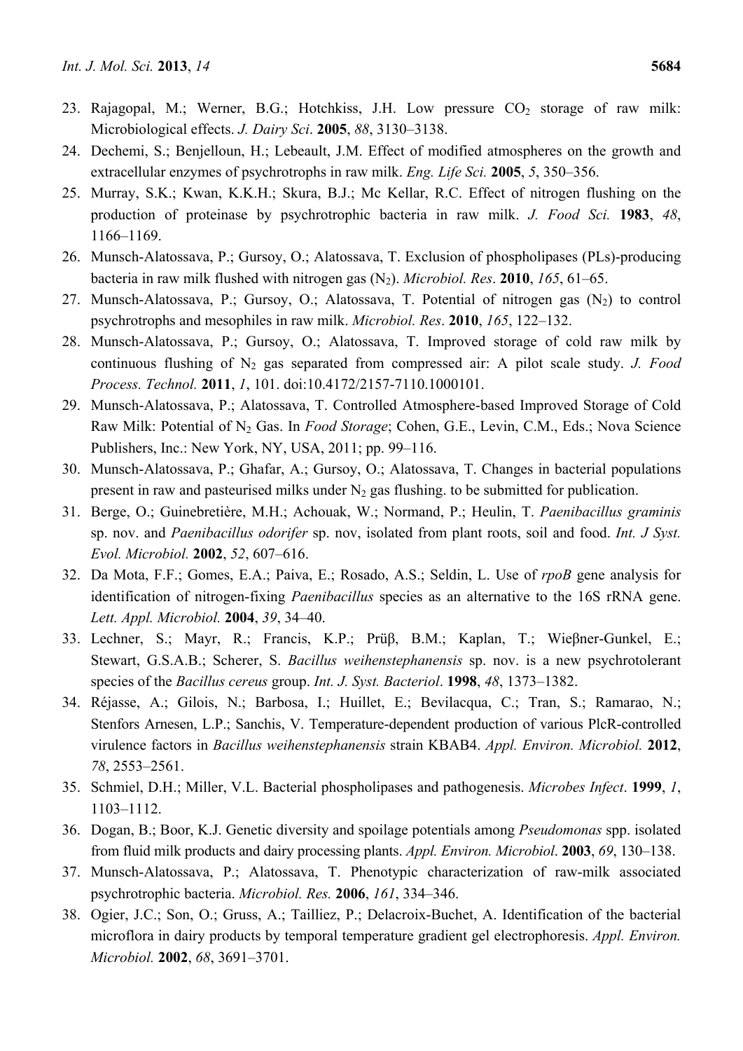23. Rajagopal, M.; Werner, B.G.; Hotchkiss, J.H. Low pressure $CO_2$ storage of raw milk: Microbiological effects. *J. Dairy Sci*. **2005**, *88*, 3130–3138.
24. Dechemi, S.; Benjelloun, H.; Lebeault, J.M. Effect of modified atmospheres on the growth and extracellular enzymes of psychrotrophs in raw milk. *Eng. Life Sci.* **2005**, *5*, 350–356.
25. Murray, S.K.; Kwan, K.K.H.; Skura, B.J.; Mc Kellar, R.C. Effect of nitrogen flushing on the production of proteinase by psychrotrophic bacteria in raw milk. *J. Food Sci.* **1983**, *48*, 1166–1169.
26. Munsch-Alatossava, P.; Gursoy, O.; Alatossava, T. Exclusion of phospholipases (PLs)-producing bacteria in raw milk flushed with nitrogen gas ($N_2$). *Microbiol. Res*. **2010**, *165*, 61–65.
27. Munsch-Alatossava, P.; Gursoy, O.; Alatossava, T. Potential of nitrogen gas ($N_2$) to control psychrotrophs and mesophiles in raw milk. *Microbiol. Res*. **2010**, *165*, 122–132.
28. Munsch-Alatossava, P.; Gursoy, O.; Alatossava, T. Improved storage of cold raw milk by continuous flushing of $N_2$ gas separated from compressed air: A pilot scale study. *J. Food Process. Technol.* **2011**, *1*, 101. doi:10.4172/2157-7110.1000101.
29. Munsch-Alatossava, P.; Alatossava, T. Controlled Atmosphere-based Improved Storage of Cold Raw Milk: Potential of $N_2$ Gas. In *Food Storage*; Cohen, G.E., Levin, C.M., Eds.; Nova Science Publishers, Inc.: New York, NY, USA, 2011; pp. 99–116.
30. Munsch-Alatossava, P.; Ghafar, A.; Gursoy, O.; Alatossava, T. Changes in bacterial populations present in raw and pasteurised milks under $N_2$ gas flushing. to be submitted for publication.
31. Berge, O.; Guinebretière, M.H.; Achouak, W.; Normand, P.; Heulin, T. *Paenibacillus graminis* sp. nov. and *Paenibacillus odorifer* sp. nov, isolated from plant roots, soil and food. *Int. J Syst. Evol. Microbiol.* **2002**, *52*, 607–616.
32. Da Mota, F.F.; Gomes, E.A.; Paiva, E.; Rosado, A.S.; Seldin, L. Use of *rpoB* gene analysis for identification of nitrogen-fixing *Paenibacillus* species as an alternative to the 16S rRNA gene. *Lett. Appl. Microbiol.* **2004**, *39*, 34–40.
33. Lechner, S.; Mayr, R.; Francis, K.P.; Prüβ, B.M.; Kaplan, T.; Wieβner-Gunkel, E.; Stewart, G.S.A.B.; Scherer, S. *Bacillus weihenstephanensis* sp. nov. is a new psychrotolerant species of the *Bacillus cereus* group. *Int. J. Syst. Bacteriol*. **1998**, *48*, 1373–1382.
34. Réjasse, A.; Gilois, N.; Barbosa, I.; Huillet, E.; Bevilacqua, C.; Tran, S.; Ramarao, N.; Stenfors Arnesen, L.P.; Sanchis, V. Temperature-dependent production of various PlcR-controlled virulence factors in *Bacillus weihenstephanensis* strain KBAB4. *Appl. Environ. Microbiol.* **2012**, *78*, 2553–2561.
35. Schmiel, D.H.; Miller, V.L. Bacterial phospholipases and pathogenesis. *Microbes Infect*. **1999**, *1*, 1103–1112.
36. Dogan, B.; Boor, K.J. Genetic diversity and spoilage potentials among *Pseudomonas* spp. isolated from fluid milk products and dairy processing plants. *Appl. Environ. Microbiol*. **2003**, *69*, 130–138.
37. Munsch-Alatossava, P.; Alatossava, T. Phenotypic characterization of raw-milk associated psychrotrophic bacteria. *Microbiol. Res.* **2006**, *161*, 334–346.
38. Ogier, J.C.; Son, O.; Gruss, A.; Tailliez, P.; Delacroix-Buchet, A. Identification of the bacterial microflora in dairy products by temporal temperature gradient gel electrophoresis. *Appl. Environ. Microbiol.* **2002**, *68*, 3691–3701.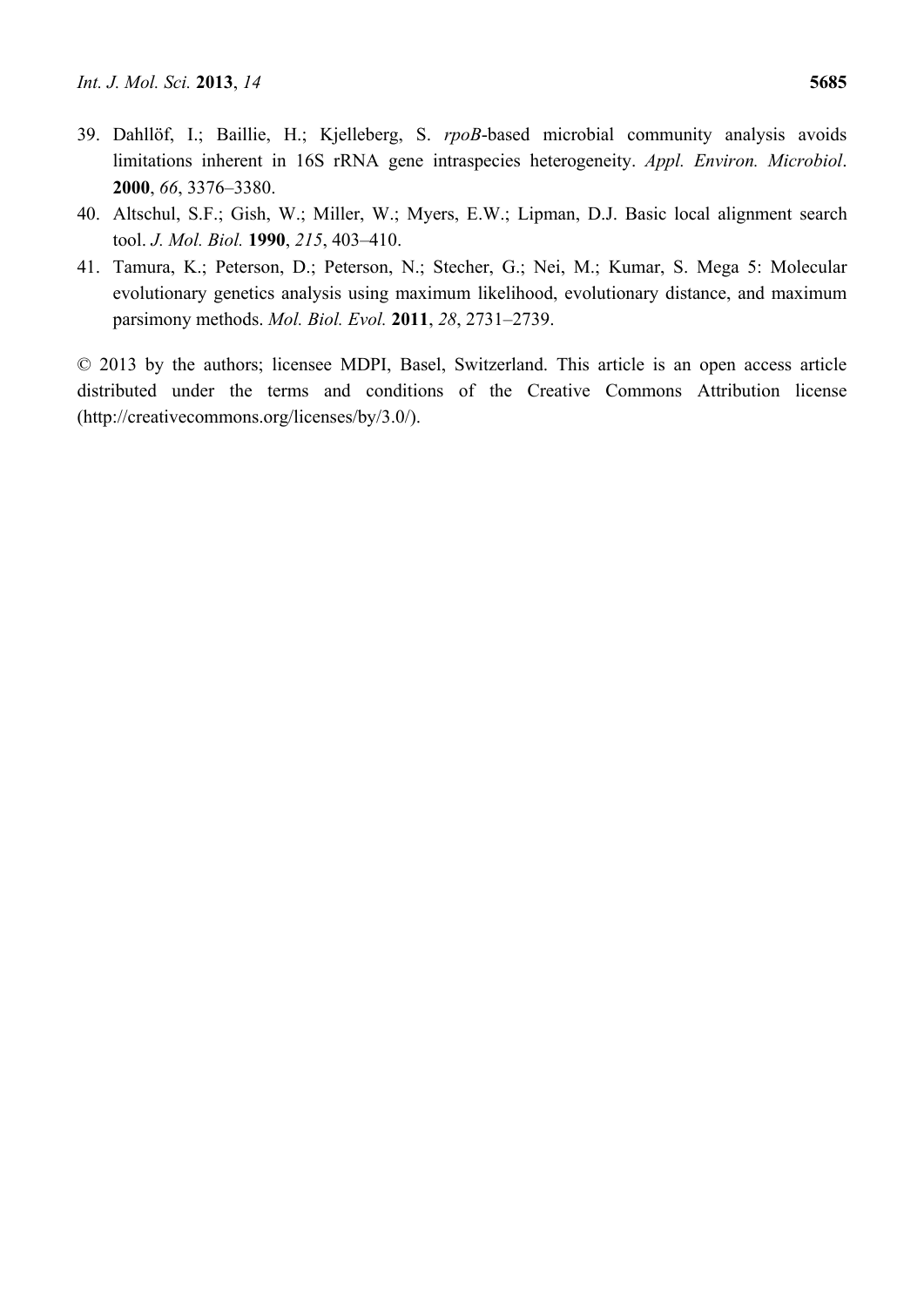39. Dahllöf, I.; Baillie, H.; Kjelleberg, S. *rpoB*-based microbial community analysis avoids limitations inherent in 16S rRNA gene intraspecies heterogeneity. *Appl. Environ. Microbiol*. **2000**, *66*, 3376–3380.
40. Altschul, S.F.; Gish, W.; Miller, W.; Myers, E.W.; Lipman, D.J. Basic local alignment search tool. *J. Mol. Biol.* **1990**, *215*, 403–410.
41. Tamura, K.; Peterson, D.; Peterson, N.; Stecher, G.; Nei, M.; Kumar, S. Mega 5: Molecular evolutionary genetics analysis using maximum likelihood, evolutionary distance, and maximum parsimony methods. *Mol. Biol. Evol.* **2011**, *28*, 2731–2739.

© 2013 by the authors; licensee MDPI, Basel, Switzerland. This article is an open access article distributed under the terms and conditions of the Creative Commons Attribution license (http://creativecommons.org/licenses/by/3.0/).